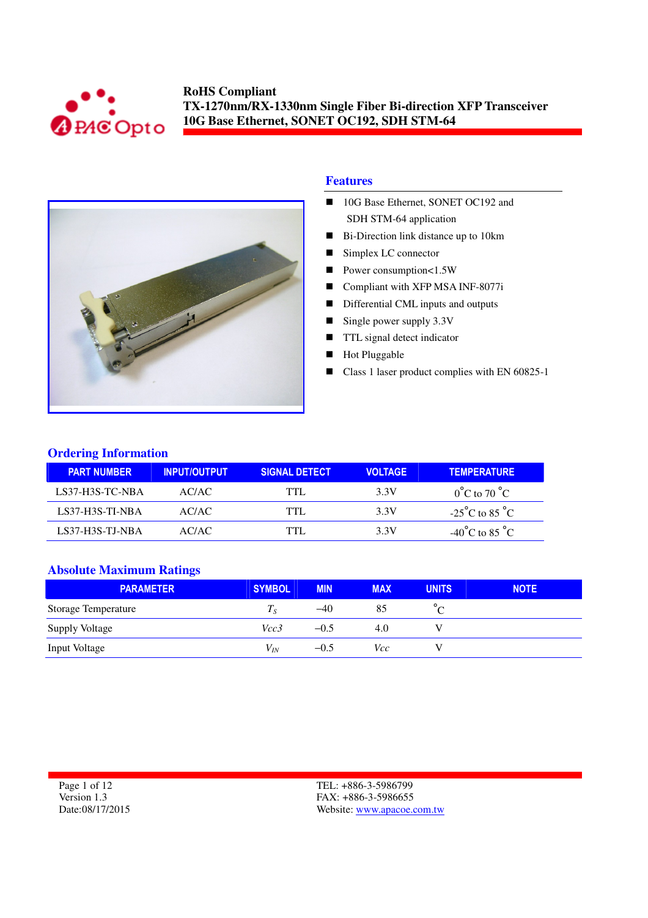# RoHS Compliant
# TX-1270nm/RX-1330nm Single Fiber Bi-direction XFP Transceiver
# 10G Base Ethernet, SONET OC192, SDH STM-64

## Features

- 10G Base Ethernet, SONET OC192 and SDH STM-64 application
- Bi-Direction link distance up to 10km
- Simplex LC connector
- Power consumption<1.5W
- Compliant with XFP MSA INF-8077i
- Differential CML inputs and outputs
- Single power supply 3.3V
- TTL signal detect indicator
- Hot Pluggable
- Class 1 laser product complies with EN 60825-1

## Ordering Information

| PART NUMBER | INPUT/OUTPUT | SIGNAL DETECT | VOLTAGE | TEMPERATURE |
|---|---|---|---|---|
| LS37-H3S-TC-NBA | AC/AC | TTL | 3.3V | 0°C to 70 °C |
| LS37-H3S-TI-NBA | AC/AC | TTL | 3.3V | -25°C to 85 °C |
| LS37-H3S-TJ-NBA | AC/AC | TTL | 3.3V | -40°C to 85 °C |

## Absolute Maximum Ratings

| PARAMETER | SYMBOL | MIN | MAX | UNITS | NOTE |
|---|---|---|---|---|---|
| Storage Temperature | $T_S$ | −40 | 85 | °C | |
| Supply Voltage | $Vcc3$ | −0.5 | 4.0 | V | |
| Input Voltage | $V_{IN}$ | −0.5 | $Vcc$ | V | |

Version 1.3
Date:08/17/2015

TEL: +886-3-5986799
FAX: +886-3-5986655
Website: www.apacoe.com.tw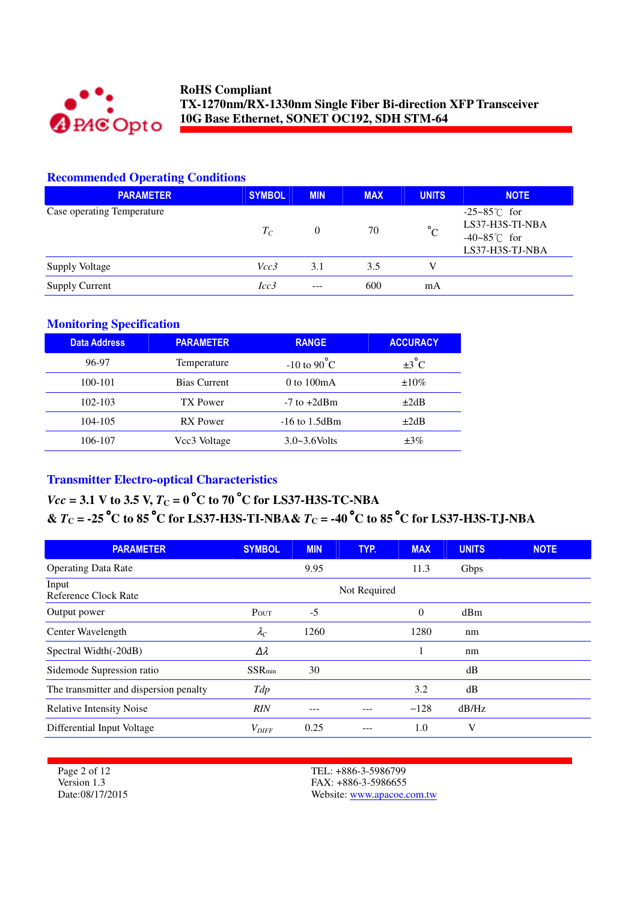## Recommended Operating Conditions

| PARAMETER | SYMBOL | MIN | MAX | UNITS | NOTE |
|---|---|---|---|---|---|
| Case operating Temperature | $T_C$ | 0 | 70 | °C | -25~85℃ for LS37-H3S-TI-NBA -40~85℃ for LS37-H3S-TJ-NBA |
| Supply Voltage | *Vcc3* | 3.1 | 3.5 | V | |
| Supply Current | *Icc3* | --- | 600 | mA | |

## Monitoring Specification

| Data Address | PARAMETER | RANGE | ACCURACY |
|---|---|---|---|
| 96-97 | Temperature | -10 to 90°C | ±3°C |
| 100-101 | Bias Current | 0 to 100mA | ±10% |
| 102-103 | TX Power | -7 to +2dBm | ±2dB |
| 104-105 | RX Power | -16 to 1.5dBm | ±2dB |
| 106-107 | Vcc3 Voltage | 3.0~3.6Volts | ±3% |

## Transmitter Electro-optical Characteristics

**$Vcc$ = 3.1 V to 3.5 V, $T_C$ = 0°C to 70°C for LS37-H3S-TC-NBA & $T_C$ = -25°C to 85°C for LS37-H3S-TI-NBA & $T_C$ = -40°C to 85°C for LS37-H3S-TJ-NBA**

| PARAMETER | SYMBOL | MIN | TYP. | MAX | UNITS | NOTE |
|---|---|---|---|---|---|---|
| Operating Data Rate | | 9.95 | | 11.3 | Gbps | |
| Input Reference Clock Rate | | | Not Required | | | |
| Output power | $P_{OUT}$ | -5 | | 0 | dBm | |
| Center Wavelength | $\lambda_C$ | 1260 | | 1280 | nm | |
| Spectral Width(-20dB) | $\Delta\lambda$ | | | 1 | nm | |
| Sidemode Supression ratio | $SSR_{min}$ | 30 | | | dB | |
| The transmitter and dispersion penalty | *Tdp* | | | 3.2 | dB | |
| Relative Intensity Noise | *RIN* | --- | --- | −128 | dB/Hz | |
| Differential Input Voltage | $V_{DIFF}$ | 0.25 | --- | 1.0 | V | |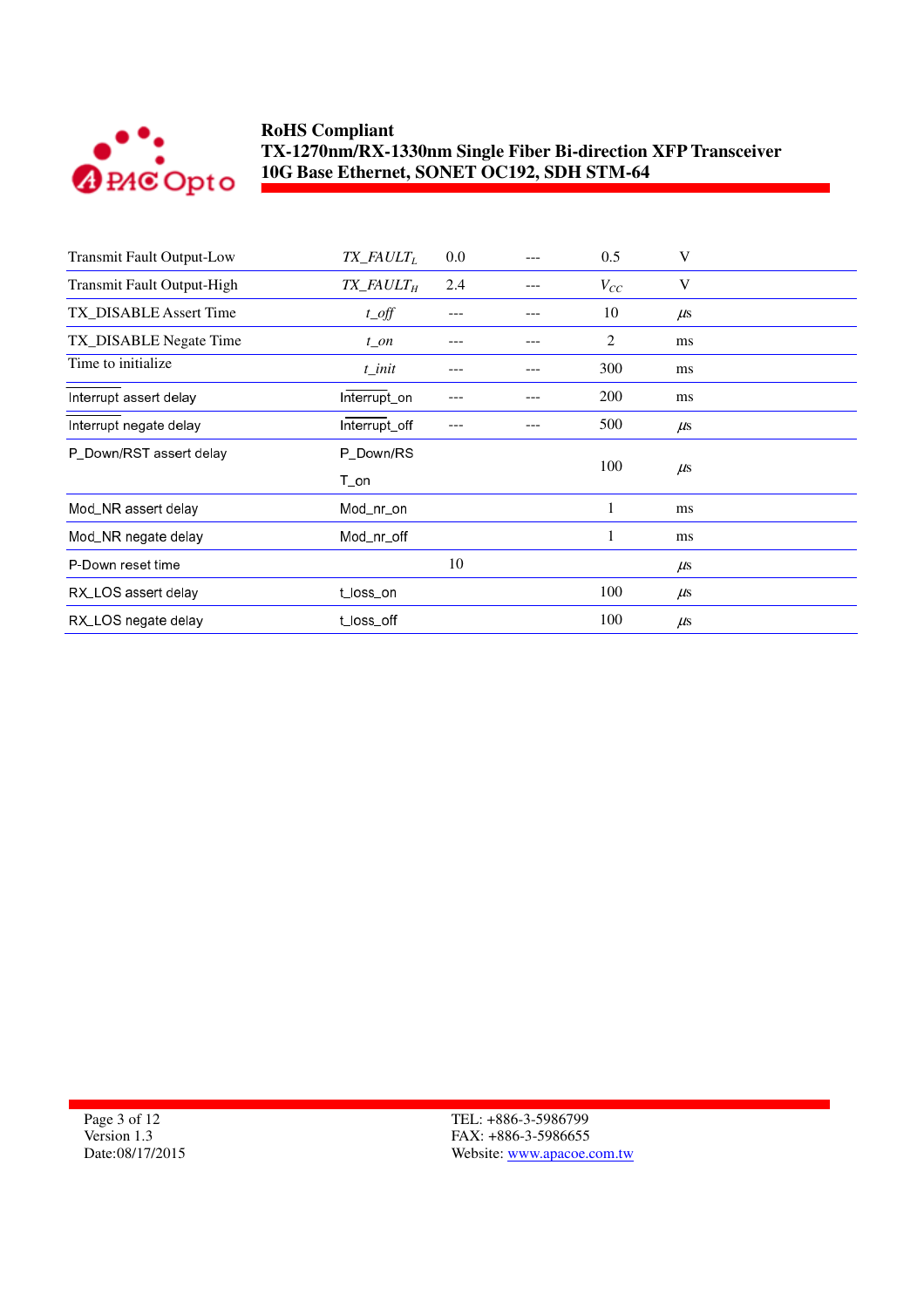| | | | | | |
|---|---|---|---|---|---|
| Transmit Fault Output-Low | $TX\_FAULT_L$ | 0.0 | --- | 0.5 | V |
| Transmit Fault Output-High | $TX\_FAULT_H$ | 2.4 | --- | $V_{CC}$ | V |
| TX_DISABLE Assert Time | *t_off* | --- | --- | 10 | µs |
| TX_DISABLE Negate Time | *t_on* | --- | --- | 2 | ms |
| Time to initialize | *t_init* | --- | --- | 300 | ms |
| Interrupt assert delay | Interrupt_on | --- | --- | 200 | ms |
| Interrupt negate delay | Interrupt_off | --- | --- | 500 | µs |
| P_Down/RST assert delay | P_Down/RST_on | | | 100 | µs |
| Mod_NR assert delay | Mod_nr_on | | | 1 | ms |
| Mod_NR negate delay | Mod_nr_off | | | 1 | ms |
| P-Down reset time | | 10 | | | µs |
| RX_LOS assert delay | t_loss_on | | | 100 | µs |
| RX_LOS negate delay | t_loss_off | | | 100 | µs |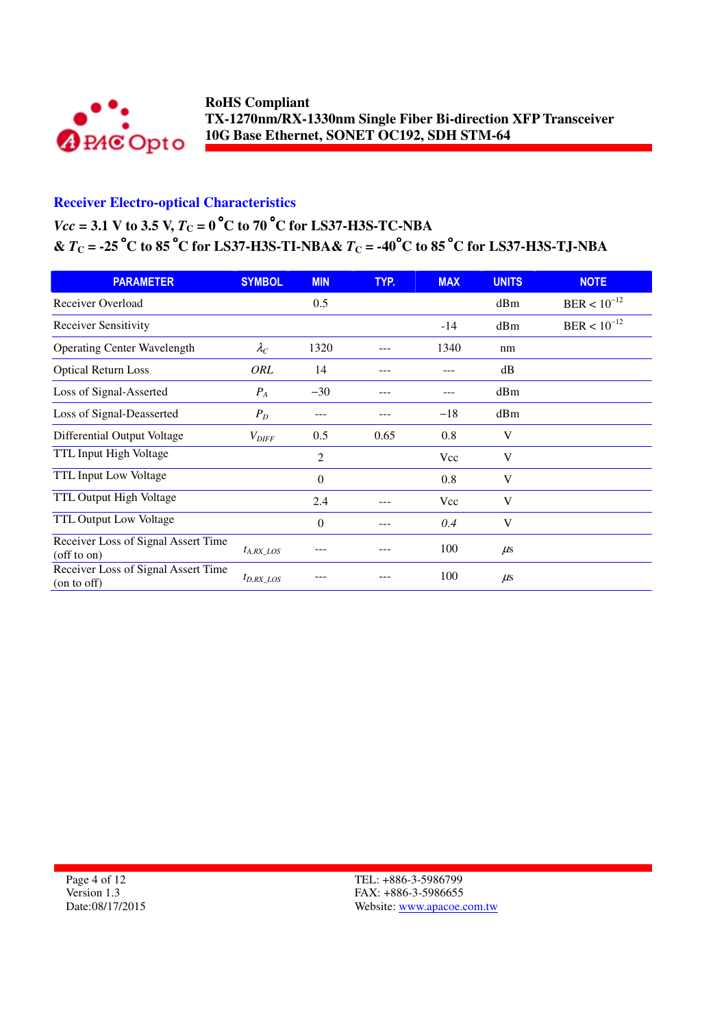## Receiver Electro-optical Characteristics

### *Vcc* = 3.1 V to 3.5 V, $T_C$ = 0 °C to 70 °C for LS37-H3S-TC-NBA & $T_C$ = -25 °C to 85 °C for LS37-H3S-TI-NBA & $T_C$ = -40°C to 85 °C for LS37-H3S-TJ-NBA

| PARAMETER | SYMBOL | MIN | TYP. | MAX | UNITS | NOTE |
|---|---|---|---|---|---|---|
| Receiver Overload | | 0.5 | | | dBm | BER < $10^{-12}$ |
| Receiver Sensitivity | | | | -14 | dBm | BER < $10^{-12}$ |
| Operating Center Wavelength | $\lambda_C$ | 1320 | --- | 1340 | nm | |
| Optical Return Loss | *ORL* | 14 | --- | --- | dB | |
| Loss of Signal-Asserted | $P_A$ | −30 | --- | --- | dBm | |
| Loss of Signal-Deasserted | $P_D$ | --- | --- | −18 | dBm | |
| Differential Output Voltage | $V_{DIFF}$ | 0.5 | 0.65 | 0.8 | V | |
| TTL Input High Voltage | | 2 | | Vcc | V | |
| TTL Input Low Voltage | | 0 | | 0.8 | V | |
| TTL Output High Voltage | | 2.4 | --- | Vcc | V | |
| TTL Output Low Voltage | | 0 | --- | 0.4 | V | |
| Receiver Loss of Signal Assert Time (off to on) | $t_{A,RX\_LOS}$ | --- | --- | 100 | $\mu$s | |
| Receiver Loss of Signal Assert Time (on to off) | $t_{D,RX\_LOS}$ | --- | --- | 100 | $\mu$s | |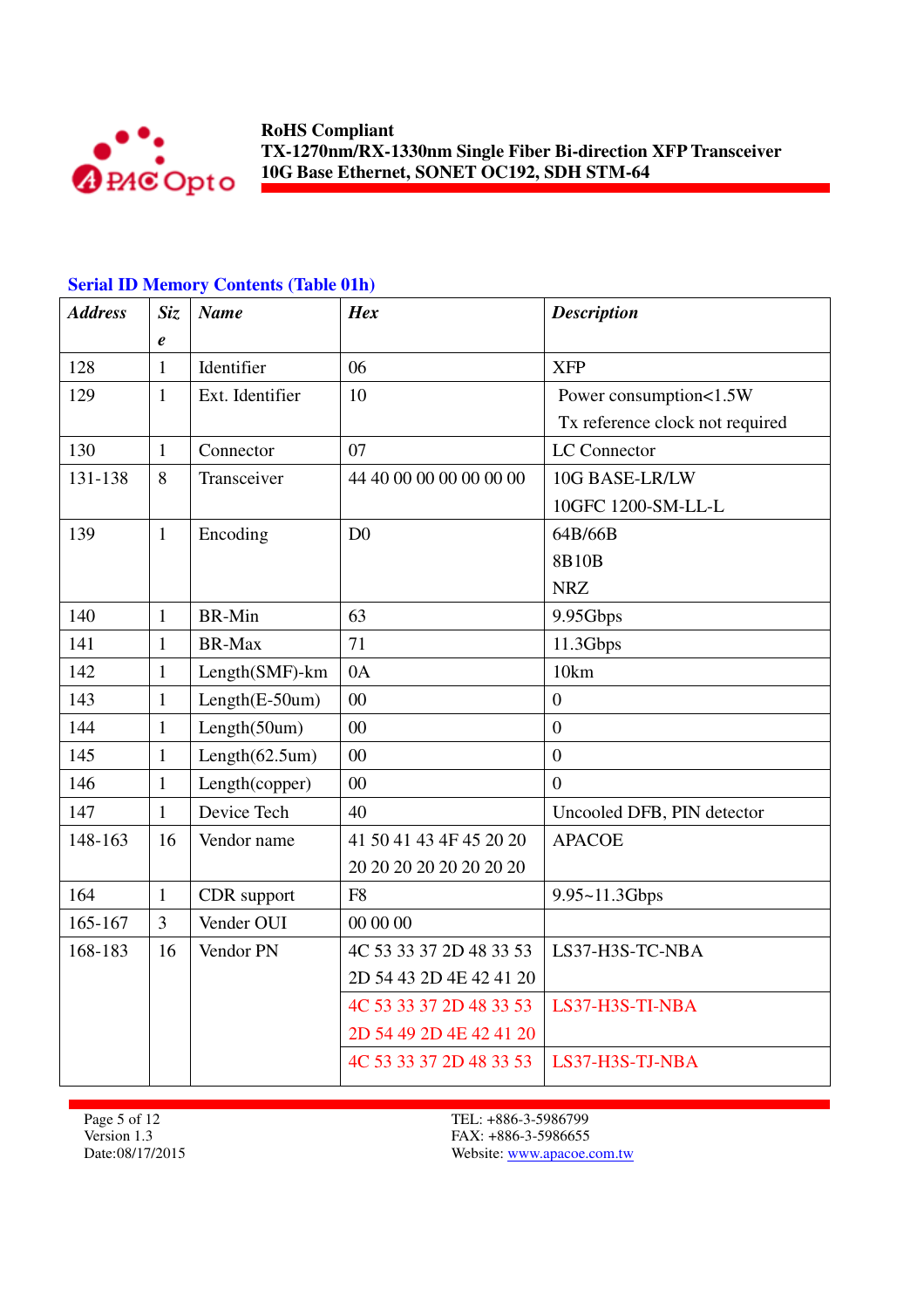### Serial ID Memory Contents (Table 01h)

| *Address* | *Size* | *Name* | *Hex* | *Description* |
|---|---|---|---|---|
| 128 | 1 | Identifier | 06 | XFP |
| 129 | 1 | Ext. Identifier | 10 | Power consumption<1.5W<br>Tx reference clock not required |
| 130 | 1 | Connector | 07 | LC Connector |
| 131-138 | 8 | Transceiver | 44 40 00 00 00 00 00 00 | 10G BASE-LR/LW<br>10GFC 1200-SM-LL-L |
| 139 | 1 | Encoding | D0 | 64B/66B<br>8B10B<br>NRZ |
| 140 | 1 | BR-Min | 63 | 9.95Gbps |
| 141 | 1 | BR-Max | 71 | 11.3Gbps |
| 142 | 1 | Length(SMF)-km | 0A | 10km |
| 143 | 1 | Length(E-50um) | 00 | 0 |
| 144 | 1 | Length(50um) | 00 | 0 |
| 145 | 1 | Length(62.5um) | 00 | 0 |
| 146 | 1 | Length(copper) | 00 | 0 |
| 147 | 1 | Device Tech | 40 | Uncooled DFB, PIN detector |
| 148-163 | 16 | Vendor name | 41 50 41 43 4F 45 20 20<br>20 20 20 20 20 20 20 20 | APACOE |
| 164 | 1 | CDR support | F8 | 9.95~11.3Gbps |
| 165-167 | 3 | Vender OUI | 00 00 00 | |
| 168-183 | 16 | Vendor PN | 4C 53 33 37 2D 48 33 53<br>2D 54 43 2D 4E 42 41 20 | LS37-H3S-TC-NBA |
| | | | 4C 53 33 37 2D 48 33 53<br>2D 54 49 2D 4E 42 41 20 | LS37-H3S-TI-NBA |
| | | | 4C 53 33 37 2D 48 33 53 | LS37-H3S-TJ-NBA |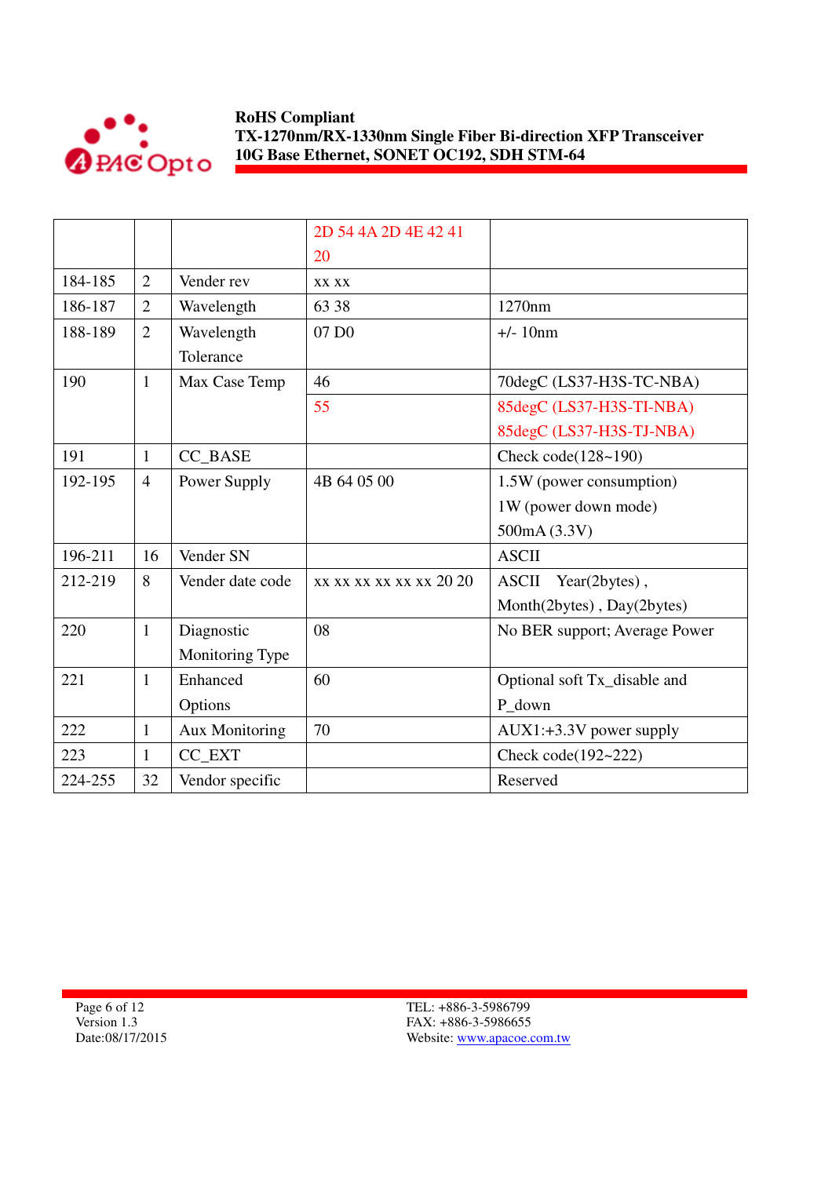|  |  |  | 2D 54 4A 2D 4E 42 41 20 |  |
|---|---|---|---|---|
| 184-185 | 2 | Vender rev | xx xx |  |
| 186-187 | 2 | Wavelength | 63 38 | 1270nm |
| 188-189 | 2 | Wavelength Tolerance | 07 D0 | +/- 10nm |
| 190 | 1 | Max Case Temp | 46 | 70degC (LS37-H3S-TC-NBA) |
|  |  |  | 55 | 85degC (LS37-H3S-TI-NBA)<br>85degC (LS37-H3S-TJ-NBA) |
| 191 | 1 | CC_BASE |  | Check code(128~190) |
| 192-195 | 4 | Power Supply | 4B 64 05 00 | 1.5W (power consumption)<br>1W (power down mode)<br>500mA (3.3V) |
| 196-211 | 16 | Vender SN |  | ASCII |
| 212-219 | 8 | Vender date code | xx xx xx xx xx xx 20 20 | ASCII Year(2bytes) , Month(2bytes) , Day(2bytes) |
| 220 | 1 | Diagnostic Monitoring Type | 08 | No BER support; Average Power |
| 221 | 1 | Enhanced Options | 60 | Optional soft Tx_disable and P_down |
| 222 | 1 | Aux Monitoring | 70 | AUX1:+3.3V power supply |
| 223 | 1 | CC_EXT |  | Check code(192~222) |
| 224-255 | 32 | Vendor specific |  | Reserved |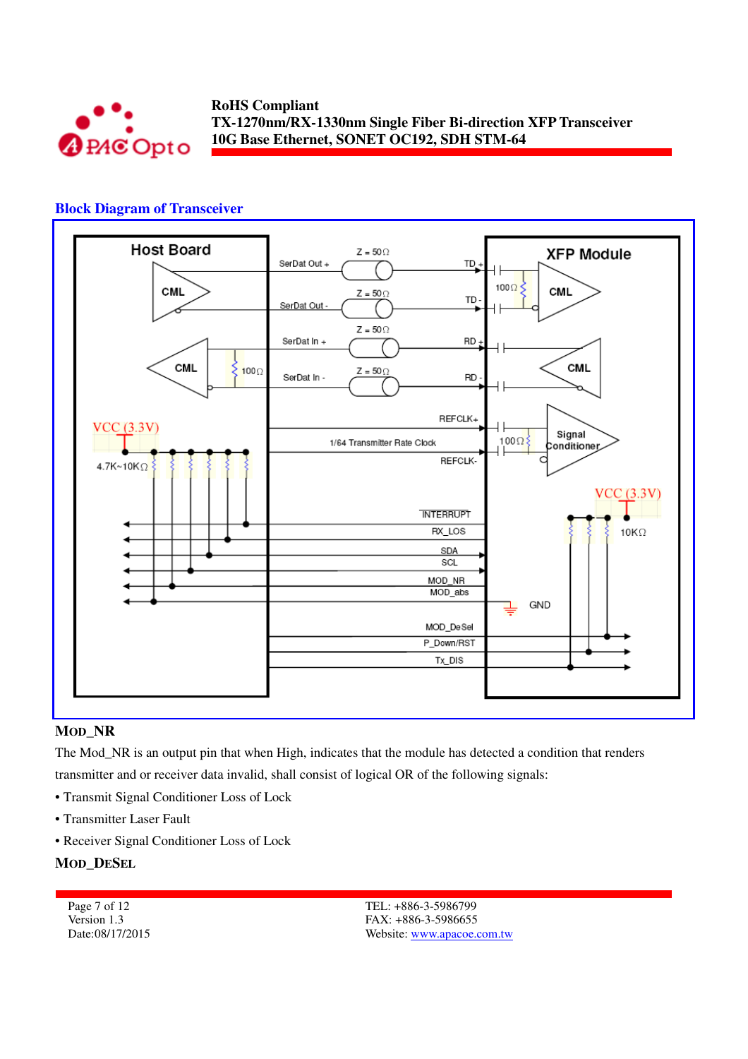## Block Diagram of Transceiver

## MOD_NR

The Mod_NR is an output pin that when High, indicates that the module has detected a condition that renders transmitter and or receiver data invalid, shall consist of logical OR of the following signals:

- Transmit Signal Conditioner Loss of Lock
- Transmitter Laser Fault
- Receiver Signal Conditioner Loss of Lock

## MOD_DESEL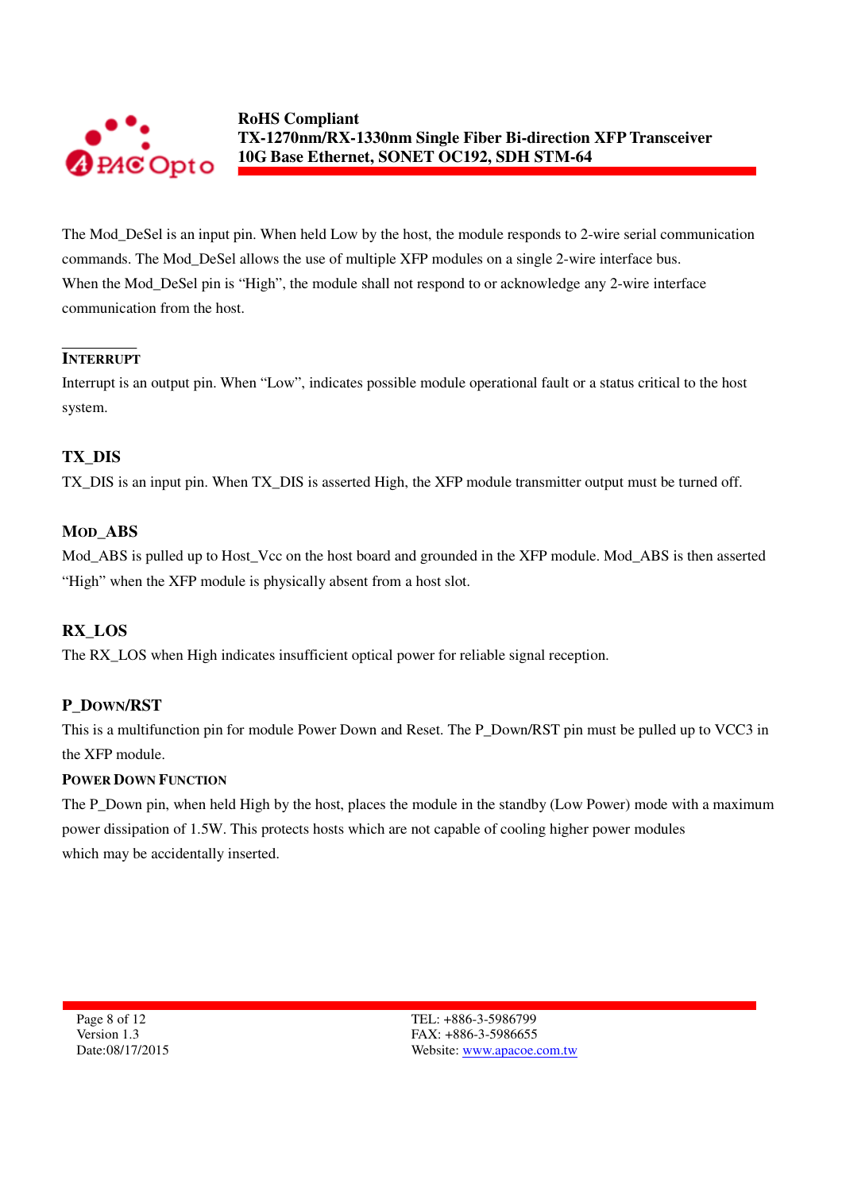The Mod_DeSel is an input pin. When held Low by the host, the module responds to 2-wire serial communication commands. The Mod_DeSel allows the use of multiple XFP modules on a single 2-wire interface bus. When the Mod_DeSel pin is "High", the module shall not respond to or acknowledge any 2-wire interface communication from the host.

### INTERRUPT

Interrupt is an output pin. When "Low", indicates possible module operational fault or a status critical to the host system.

### TX_DIS

TX_DIS is an input pin. When TX_DIS is asserted High, the XFP module transmitter output must be turned off.

### MOD_ABS

Mod_ABS is pulled up to Host_Vcc on the host board and grounded in the XFP module. Mod_ABS is then asserted "High" when the XFP module is physically absent from a host slot.

### RX_LOS

The RX_LOS when High indicates insufficient optical power for reliable signal reception.

### P_DOWN/RST

This is a multifunction pin for module Power Down and Reset. The P_Down/RST pin must be pulled up to VCC3 in the XFP module.

#### POWER DOWN FUNCTION

The P_Down pin, when held High by the host, places the module in the standby (Low Power) mode with a maximum power dissipation of 1.5W. This protects hosts which are not capable of cooling higher power modules which may be accidentally inserted.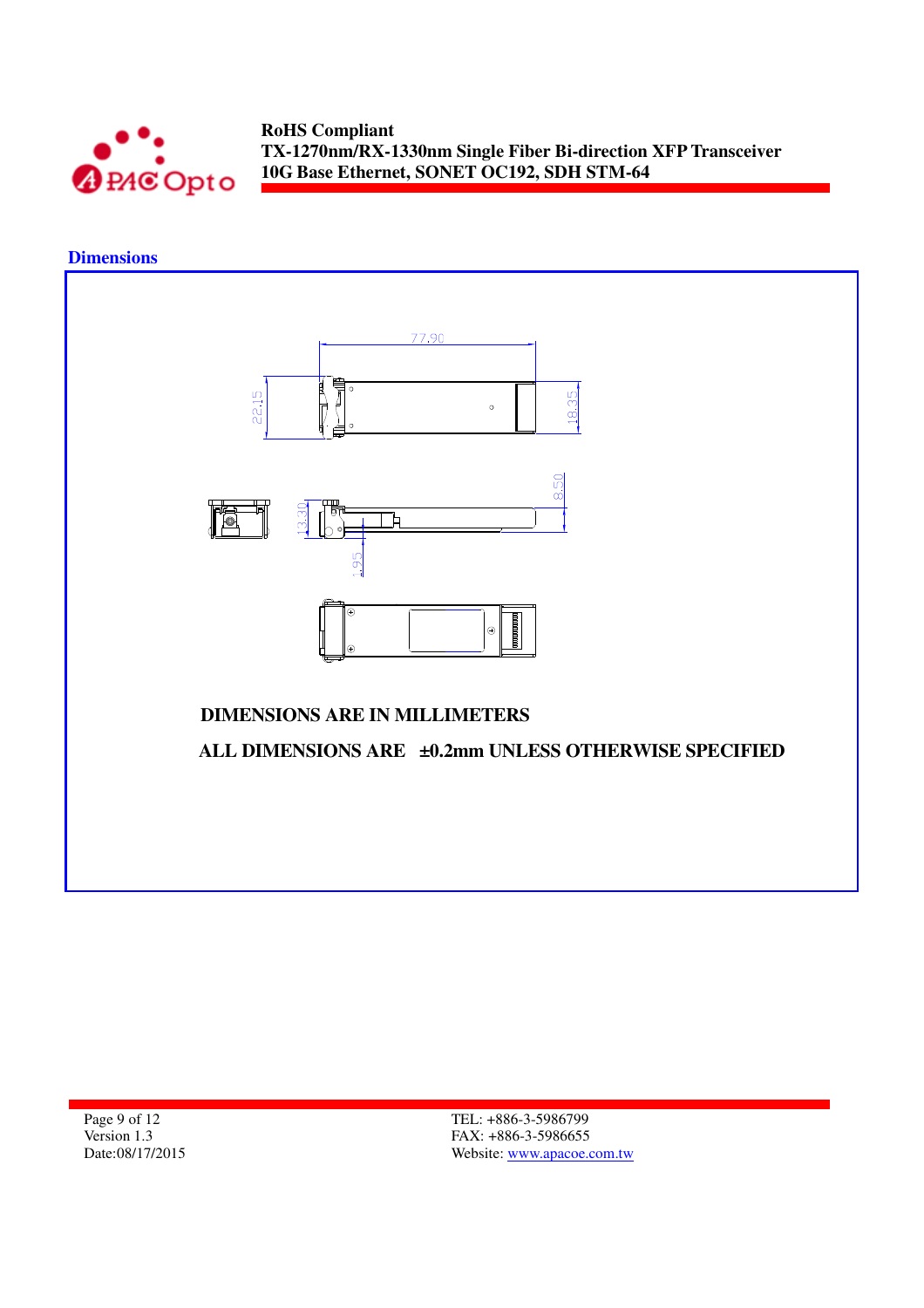## Dimensions

DIMENSIONS ARE IN MILLIMETERS

ALL DIMENSIONS ARE ±0.2mm UNLESS OTHERWISE SPECIFIED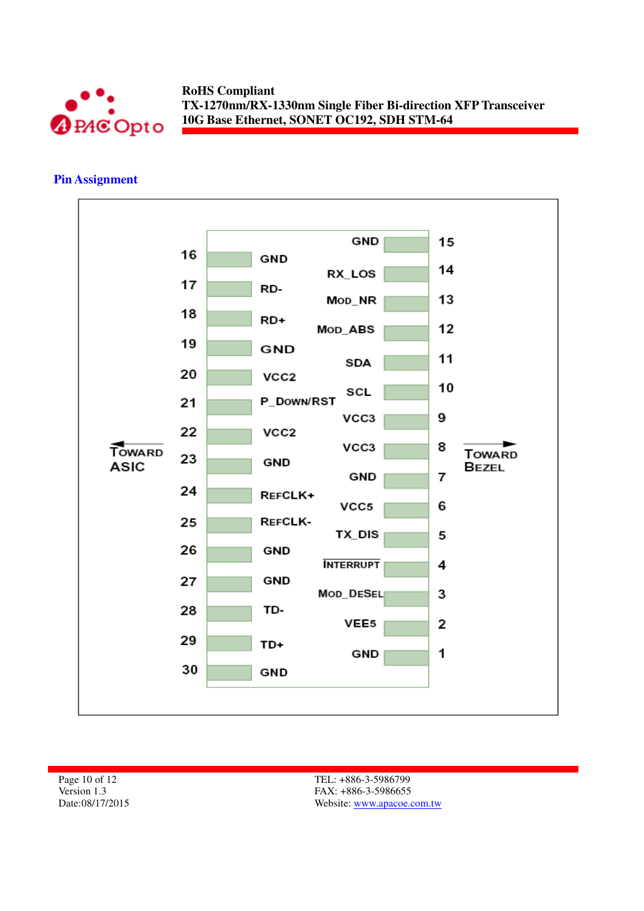## Pin Assignment

| Pin | Signal | Pin | Signal |
|---|---|---|---|
| 16 | GND | 15 | GND |
| 17 | RD- | 14 | RX_LOS |
| 18 | RD+ | 13 | MOD_NR |
| 19 | GND | 12 | MOD_ABS |
| 20 | VCC2 | 11 | SDA |
| 21 | P_DOWN/RST | 10 | SCL |
| 22 | VCC2 | 9 | VCC3 |
| 23 | GND | 8 | VCC3 |
| 24 | REFCLK+ | 7 | GND |
| 25 | REFCLK- | 6 | VCC5 |
| 26 | GND | 5 | TX_DIS |
| 27 | GND | 4 | INTERRUPT |
| 28 | TD- | 3 | MOD_DESEL |
| 29 | TD+ | 2 | VEE5 |
| 30 | GND | 1 | GND |

← TOWARD ASIC (pins 16–30) TOWARD BEZEL → (pins 1–15)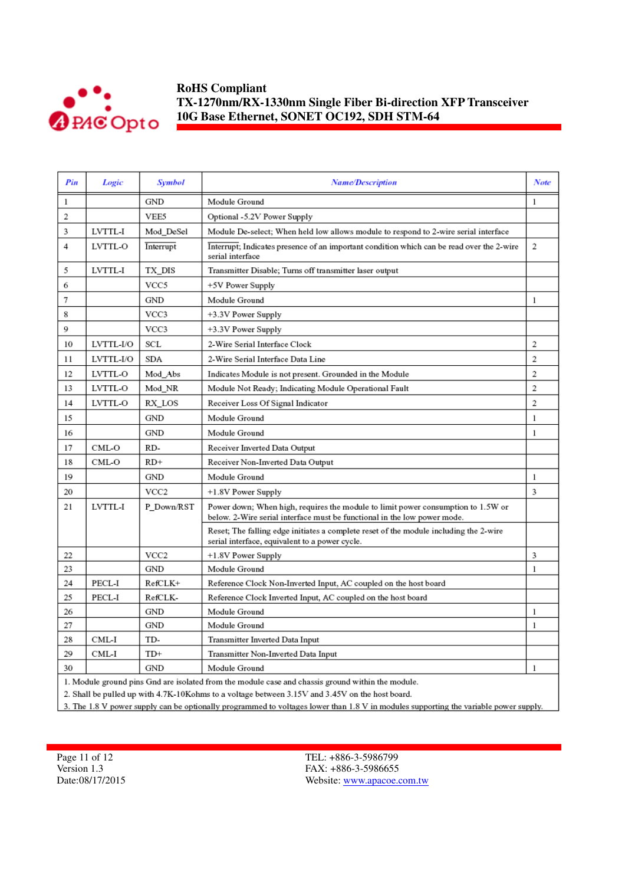| *Pin* | *Logic* | *Symbol* | *Name/Description* | *Note* |
|---|---|---|---|---|
| 1 | | GND | Module Ground | 1 |
| 2 | | VEE5 | Optional -5.2V Power Supply | |
| 3 | LVTTL-I | Mod_DeSel | Module De-select; When held low allows module to respond to 2-wire serial interface | |
| 4 | LVTTL-O | Interrupt | Interrupt; Indicates presence of an important condition which can be read over the 2-wire serial interface | 2 |
| 5 | LVTTL-I | TX_DIS | Transmitter Disable; Turns off transmitter laser output | |
| 6 | | VCC5 | +5V Power Supply | |
| 7 | | GND | Module Ground | 1 |
| 8 | | VCC3 | +3.3V Power Supply | |
| 9 | | VCC3 | +3.3V Power Supply | |
| 10 | LVTTL-I/O | SCL | 2-Wire Serial Interface Clock | 2 |
| 11 | LVTTL-I/O | SDA | 2-Wire Serial Interface Data Line | 2 |
| 12 | LVTTL-O | Mod_Abs | Indicates Module is not present. Grounded in the Module | 2 |
| 13 | LVTTL-O | Mod_NR | Module Not Ready; Indicating Module Operational Fault | 2 |
| 14 | LVTTL-O | RX_LOS | Receiver Loss Of Signal Indicator | 2 |
| 15 | | GND | Module Ground | 1 |
| 16 | | GND | Module Ground | 1 |
| 17 | CML-O | RD- | Receiver Inverted Data Output | |
| 18 | CML-O | RD+ | Receiver Non-Inverted Data Output | |
| 19 | | GND | Module Ground | 1 |
| 20 | | VCC2 | +1.8V Power Supply | 3 |
| 21 | LVTTL-I | P_Down/RST | Power down; When high, requires the module to limit power consumption to 1.5W or below. 2-Wire serial interface must be functional in the low power mode. | |
| | | | Reset; The falling edge initiates a complete reset of the module including the 2-wire serial interface, equivalent to a power cycle. | |
| 22 | | VCC2 | +1.8V Power Supply | 3 |
| 23 | | GND | Module Ground | 1 |
| 24 | PECL-I | RefCLK+ | Reference Clock Non-Inverted Input, AC coupled on the host board | |
| 25 | PECL-I | RefCLK- | Reference Clock Inverted Input, AC coupled on the host board | |
| 26 | | GND | Module Ground | 1 |
| 27 | | GND | Module Ground | 1 |
| 28 | CML-I | TD- | Transmitter Inverted Data Input | |
| 29 | CML-I | TD+ | Transmitter Non-Inverted Data Input | |
| 30 | | GND | Module Ground | 1 |

1. Module ground pins Gnd are isolated from the module case and chassis ground within the module.
2. Shall be pulled up with 4.7K-10Kohms to a voltage between 3.15V and 3.45V on the host board.
3. The 1.8 V power supply can be optionally programmed to voltages lower than 1.8 V in modules supporting the variable power supply.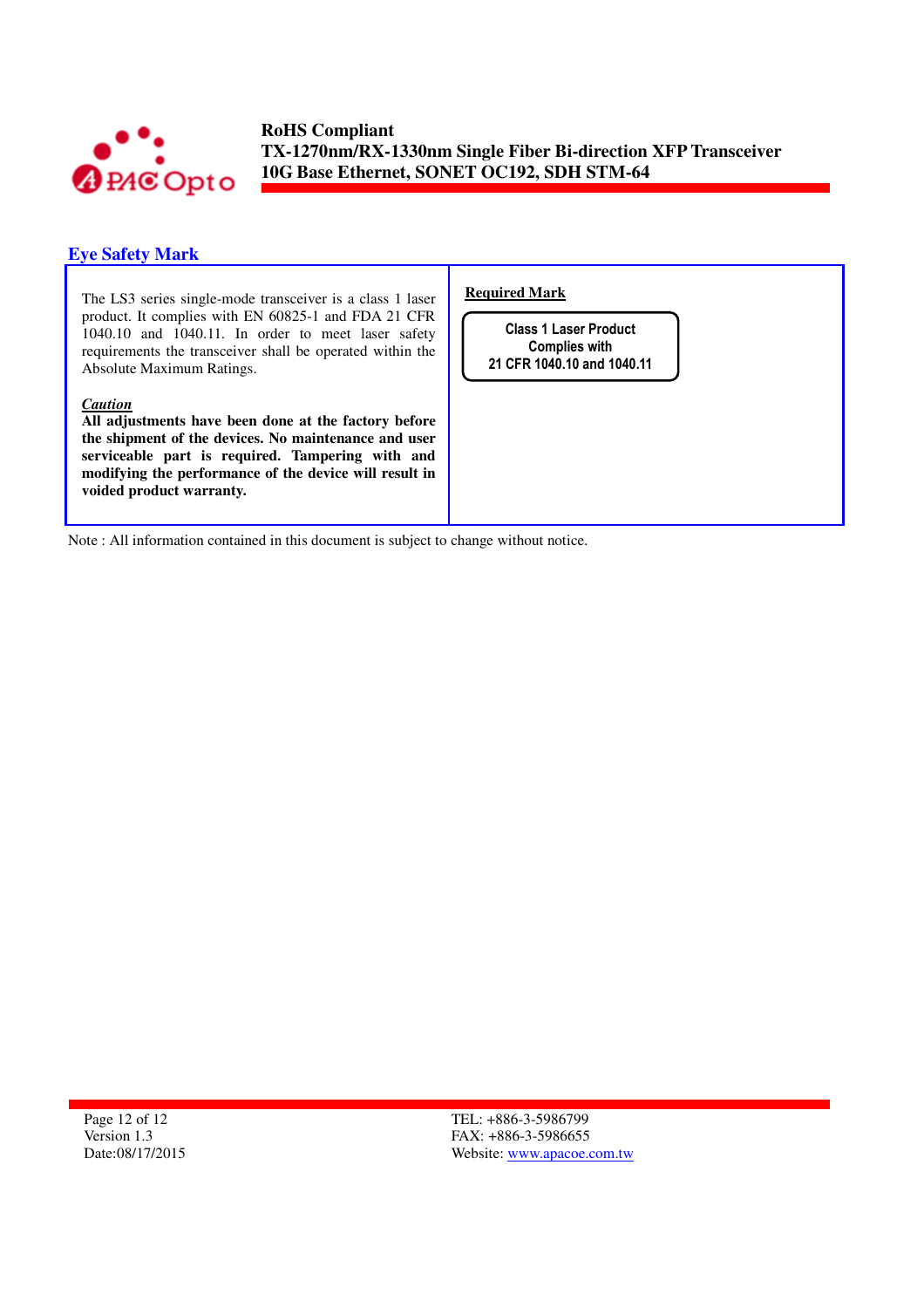## Eye Safety Mark

| | |
|---|---|
| The LS3 series single-mode transceiver is a class 1 laser product. It complies with EN 60825-1 and FDA 21 CFR 1040.10 and 1040.11. In order to meet laser safety requirements the transceiver shall be operated within the Absolute Maximum Ratings.<br><br>***Caution***<br>**All adjustments have been done at the factory before the shipment of the devices. No maintenance and user serviceable part is required. Tampering with and modifying the performance of the device will result in voided product warranty.** | **Required Mark**<br><br>**Class 1 Laser Product**<br>**Complies with**<br>**21 CFR 1040.10 and 1040.11** |

Note : All information contained in this document is subject to change without notice.